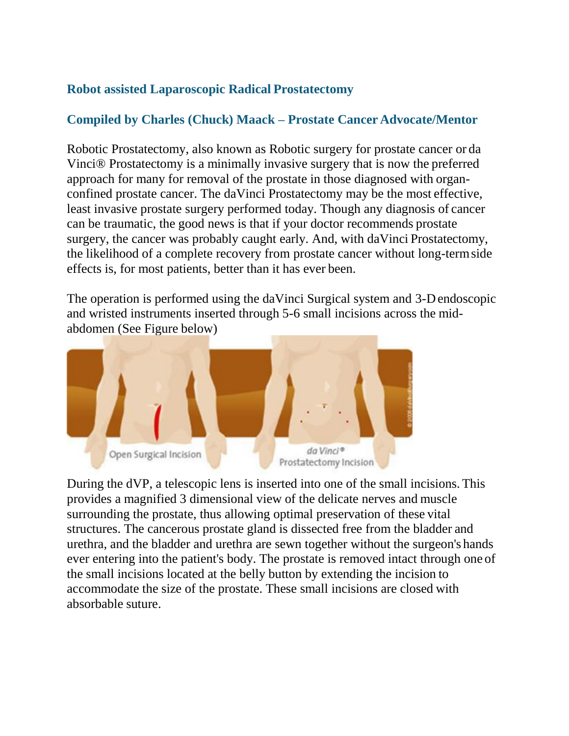## Robot assisted Laparoscopic Radical Prostatectomy

## Compiled by Charles (Chuck) Maack – Prostate Cancer Advocate/Mentor

Robotic Prostatectomy, also known as Robotic surgery for prostate cancer or da Vinci® Prostatectomy is a minimally invasive surgery that is now the preferred approach for many for removal of the prostate in those diagnosed with organ-confined prostate cancer. The daVinci Prostatectomy may be the most effective, least invasive prostate surgery performed today. Though any diagnosis of cancer can be traumatic, the good news is that if your doctor recommends prostate surgery, the cancer was probably caught early. And, with daVinci Prostatectomy, the likelihood of a complete recovery from prostate cancer without long-term side effects is, for most patients, better than it has ever been.

The operation is performed using the daVinci Surgical system and 3-D endoscopic and wristed instruments inserted through 5-6 small incisions across the mid-abdomen (See Figure below)

Open Surgical Incision

da Vinci® Prostatectomy Incision

During the dVP, a telescopic lens is inserted into one of the small incisions. This provides a magnified 3 dimensional view of the delicate nerves and muscle surrounding the prostate, thus allowing optimal preservation of these vital structures. The cancerous prostate gland is dissected free from the bladder and urethra, and the bladder and urethra are sewn together without the surgeon's hands ever entering into the patient's body. The prostate is removed intact through one of the small incisions located at the belly button by extending the incision to accommodate the size of the prostate. These small incisions are closed with absorbable suture.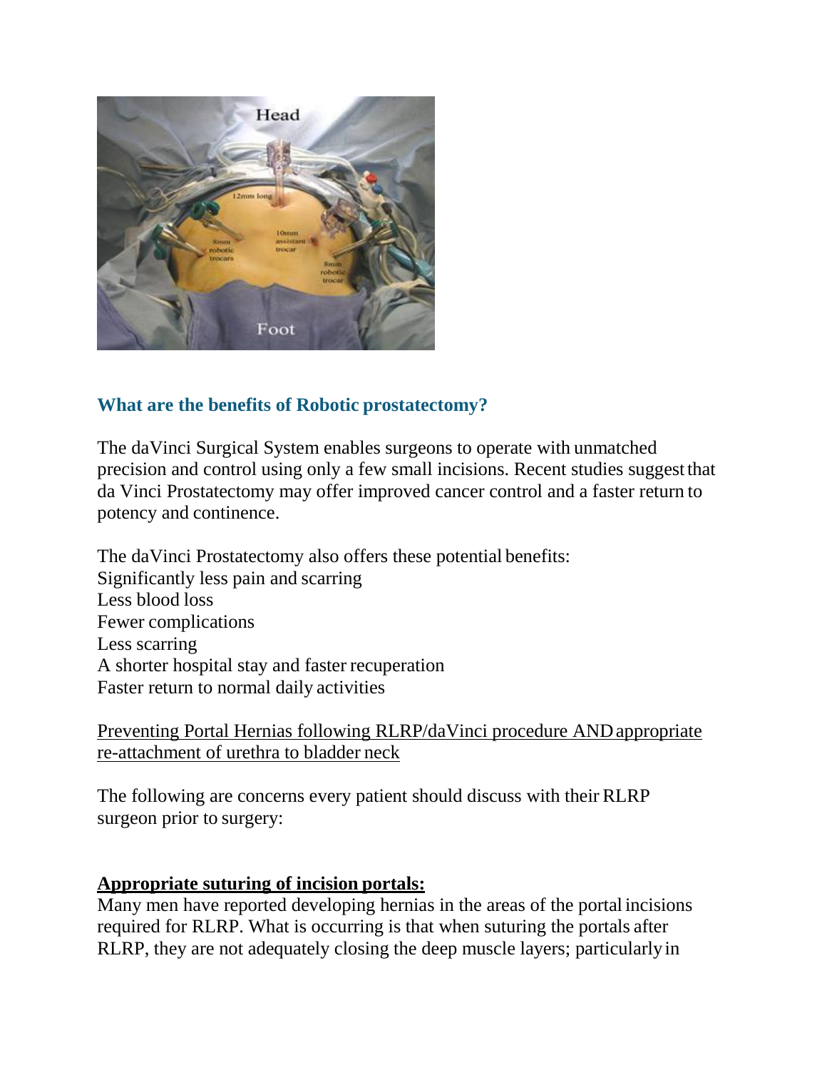## What are the benefits of Robotic prostatectomy?

The daVinci Surgical System enables surgeons to operate with unmatched precision and control using only a few small incisions. Recent studies suggest that da Vinci Prostatectomy may offer improved cancer control and a faster return to potency and continence.

The daVinci Prostatectomy also offers these potential benefits:
Significantly less pain and scarring
Less blood loss
Fewer complications
Less scarring
A shorter hospital stay and faster recuperation
Faster return to normal daily activities

Preventing Portal Hernias following RLRP/daVinci procedure AND appropriate re-attachment of urethra to bladder neck

The following are concerns every patient should discuss with their RLRP surgeon prior to surgery:

**Appropriate suturing of incision portals:**
Many men have reported developing hernias in the areas of the portal incisions required for RLRP. What is occurring is that when suturing the portals after RLRP, they are not adequately closing the deep muscle layers; particularly in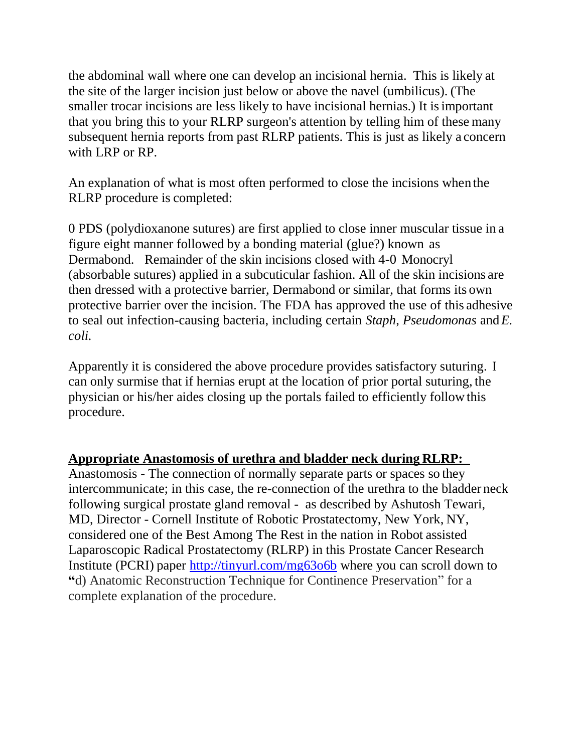the abdominal wall where one can develop an incisional hernia. This is likely at the site of the larger incision just below or above the navel (umbilicus). (The smaller trocar incisions are less likely to have incisional hernias.) It is important that you bring this to your RLRP surgeon's attention by telling him of these many subsequent hernia reports from past RLRP patients. This is just as likely a concern with LRP or RP.

An explanation of what is most often performed to close the incisions when the RLRP procedure is completed:

0 PDS (polydioxanone sutures) are first applied to close inner muscular tissue in a figure eight manner followed by a bonding material (glue?) known as Dermabond. Remainder of the skin incisions closed with 4-0 Monocryl (absorbable sutures) applied in a subcuticular fashion. All of the skin incisions are then dressed with a protective barrier, Dermabond or similar, that forms its own protective barrier over the incision. The FDA has approved the use of this adhesive to seal out infection-causing bacteria, including certain *Staph*, *Pseudomonas* and *E. coli.*

Apparently it is considered the above procedure provides satisfactory suturing. I can only surmise that if hernias erupt at the location of prior portal suturing, the physician or his/her aides closing up the portals failed to efficiently follow this procedure.

**Appropriate Anastomosis of urethra and bladder neck during RLRP:**

Anastomosis - The connection of normally separate parts or spaces so they intercommunicate; in this case, the re-connection of the urethra to the bladder neck following surgical prostate gland removal - as described by Ashutosh Tewari, MD, Director - Cornell Institute of Robotic Prostatectomy, New York, NY, considered one of the Best Among The Rest in the nation in Robot assisted Laparoscopic Radical Prostatectomy (RLRP) in this Prostate Cancer Research Institute (PCRI) paper [http://tinyurl.com/mg63o6b](http://tinyurl.com/mg63o6b) where you can scroll down to "d) Anatomic Reconstruction Technique for Continence Preservation" for a complete explanation of the procedure.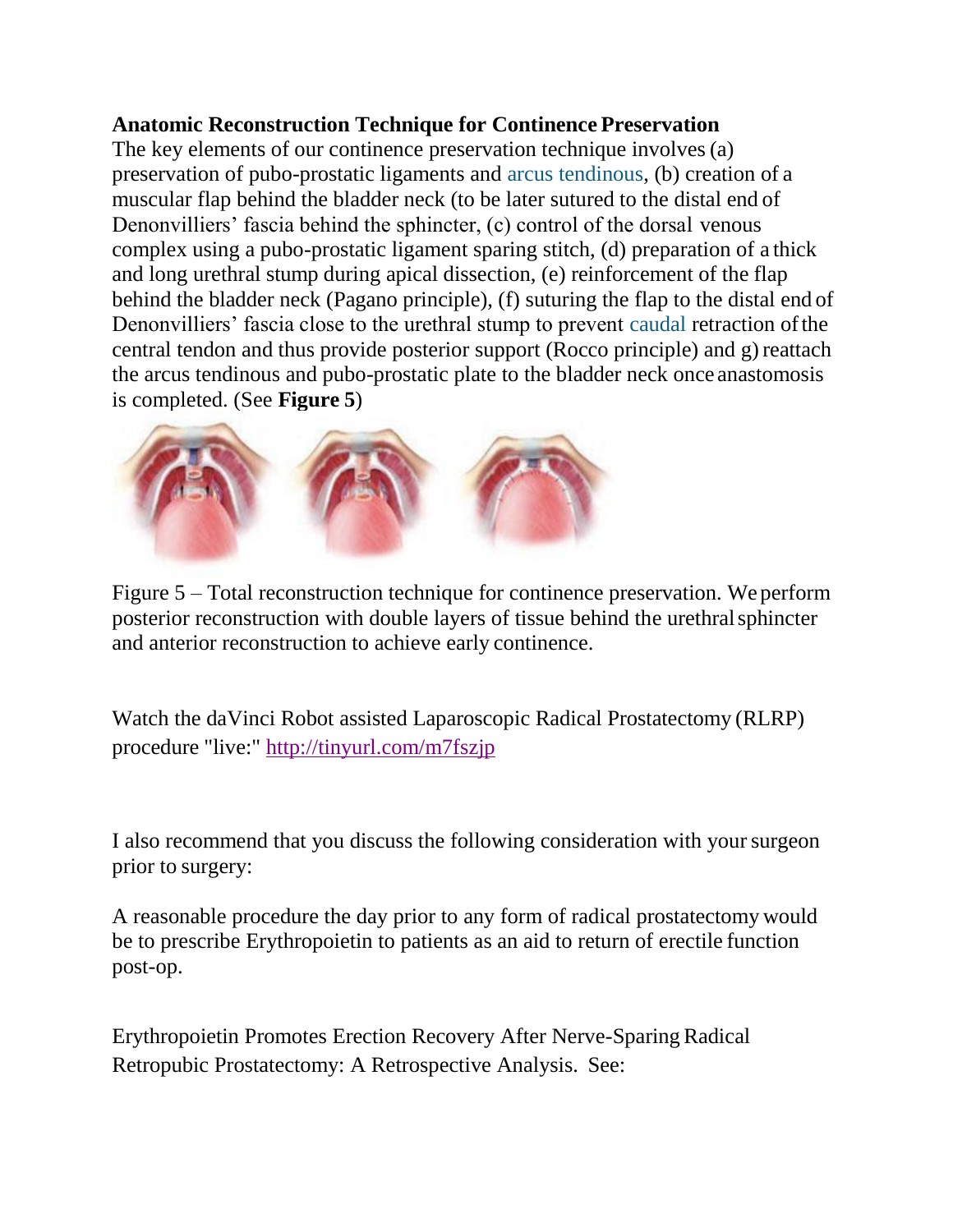**Anatomic Reconstruction Technique for Continence Preservation**

The key elements of our continence preservation technique involves (a) preservation of pubo-prostatic ligaments and arcus tendinous, (b) creation of a muscular flap behind the bladder neck (to be later sutured to the distal end of Denonvilliers' fascia behind the sphincter, (c) control of the dorsal venous complex using a pubo-prostatic ligament sparing stitch, (d) preparation of a thick and long urethral stump during apical dissection, (e) reinforcement of the flap behind the bladder neck (Pagano principle), (f) suturing the flap to the distal end of Denonvilliers' fascia close to the urethral stump to prevent caudal retraction of the central tendon and thus provide posterior support (Rocco principle) and g) reattach the arcus tendinous and pubo-prostatic plate to the bladder neck once anastomosis is completed. (See **Figure 5**)

Figure 5 – Total reconstruction technique for continence preservation. We perform posterior reconstruction with double layers of tissue behind the urethral sphincter and anterior reconstruction to achieve early continence.

Watch the daVinci Robot assisted Laparoscopic Radical Prostatectomy (RLRP) procedure "live:" http://tinyurl.com/m7fszjp

I also recommend that you discuss the following consideration with your surgeon prior to surgery:

A reasonable procedure the day prior to any form of radical prostatectomy would be to prescribe Erythropoietin to patients as an aid to return of erectile function post-op.

Erythropoietin Promotes Erection Recovery After Nerve-Sparing Radical Retropubic Prostatectomy: A Retrospective Analysis. See: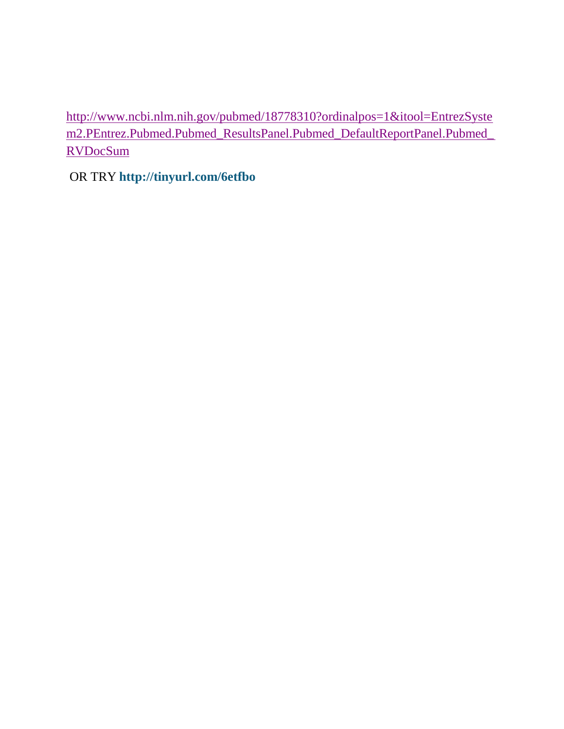[http://www.ncbi.nlm.nih.gov/pubmed/18778310?ordinalpos=1&itool=EntrezSystem2.PEntrez.Pubmed.Pubmed_ResultsPanel.Pubmed_DefaultReportPanel.Pubmed_RVDocSum](http://www.ncbi.nlm.nih.gov/pubmed/18778310?ordinalpos=1&itool=EntrezSystem2.PEntrez.Pubmed.Pubmed_ResultsPanel.Pubmed_DefaultReportPanel.Pubmed_RVDocSum)

OR TRY **http://tinyurl.com/6etfbo**